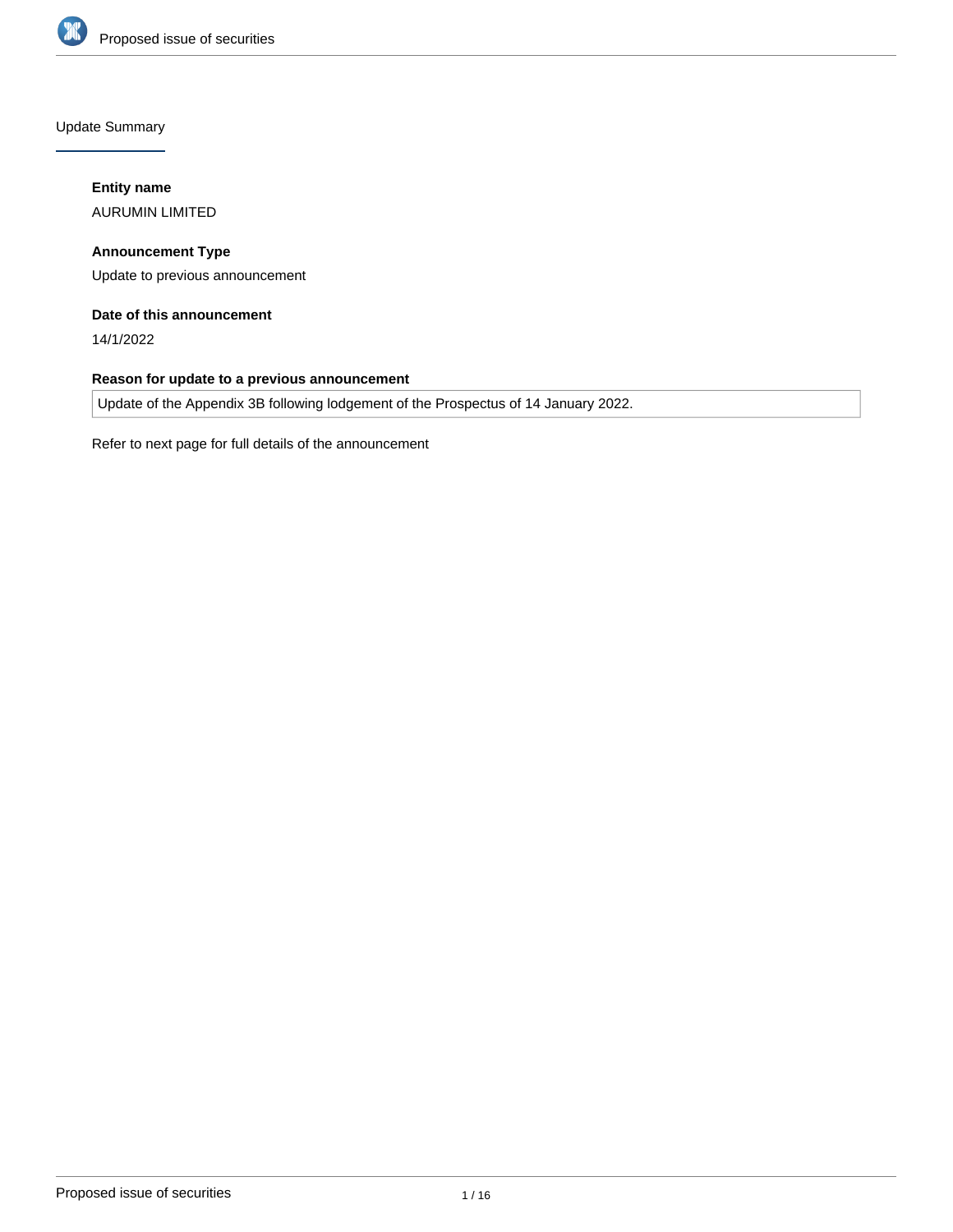## Update Summary

**Entity name**

AURUMIN LIMITED

**Announcement Type**

Update to previous announcement

**Date of this announcement**

14/1/2022

**Reason for update to a previous announcement**

Update of the Appendix 3B following lodgement of the Prospectus of 14 January 2022.

Refer to next page for full details of the announcement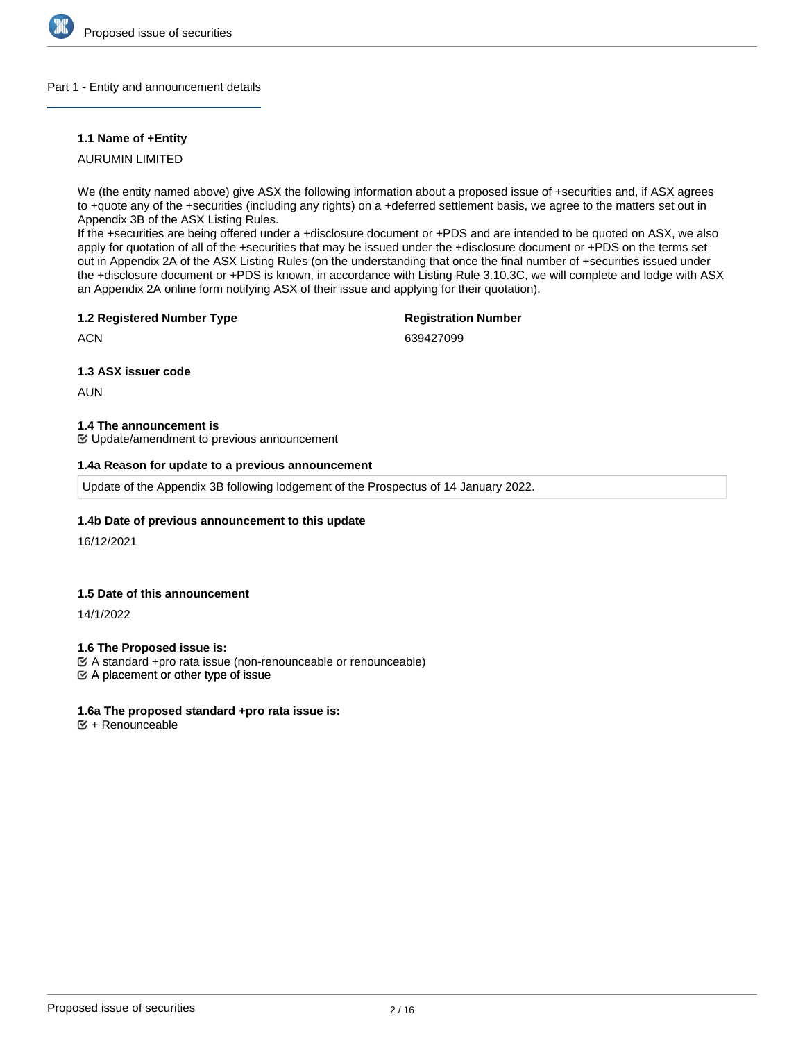## Part 1 - Entity and announcement details

### 1.1 Name of +Entity

AURUMIN LIMITED

We (the entity named above) give ASX the following information about a proposed issue of +securities and, if ASX agrees to +quote any of the +securities (including any rights) on a +deferred settlement basis, we agree to the matters set out in Appendix 3B of the ASX Listing Rules.
If the +securities are being offered under a +disclosure document or +PDS and are intended to be quoted on ASX, we also apply for quotation of all of the +securities that may be issued under the +disclosure document or +PDS on the terms set out in Appendix 2A of the ASX Listing Rules (on the understanding that once the final number of +securities issued under the +disclosure document or +PDS is known, in accordance with Listing Rule 3.10.3C, we will complete and lodge with ASX an Appendix 2A online form notifying ASX of their issue and applying for their quotation).

### 1.2 Registered Number Type

ACN

**Registration Number**

639427099

### 1.3 ASX issuer code

AUN

### 1.4 The announcement is

☑ Update/amendment to previous announcement

### 1.4a Reason for update to a previous announcement

Update of the Appendix 3B following lodgement of the Prospectus of 14 January 2022.

### 1.4b Date of previous announcement to this update

16/12/2021

### 1.5 Date of this announcement

14/1/2022

### 1.6 The Proposed issue is:

☑ A standard +pro rata issue (non-renounceable or renounceable)
☑ A placement or other type of issue

### 1.6a The proposed standard +pro rata issue is:

☑ + Renounceable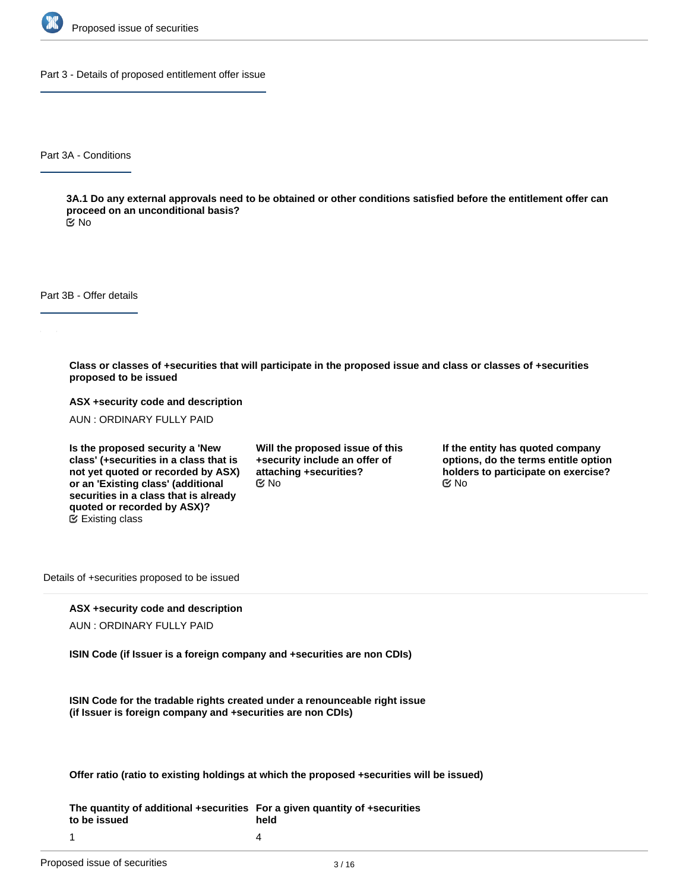## Part 3 - Details of proposed entitlement offer issue

### Part 3A - Conditions

**3A.1 Do any external approvals need to be obtained or other conditions satisfied before the entitlement offer can proceed on an unconditional basis?**

No

### Part 3B - Offer details

**Class or classes of +securities that will participate in the proposed issue and class or classes of +securities proposed to be issued**

**ASX +security code and description**

AUN : ORDINARY FULLY PAID

**Is the proposed security a 'New class' (+securities in a class that is not yet quoted or recorded by ASX) or an 'Existing class' (additional securities in a class that is already quoted or recorded by ASX)?**

Existing class

**Will the proposed issue of this +security include an offer of attaching +securities?**

No

**If the entity has quoted company options, do the terms entitle option holders to participate on exercise?**

No

Details of +securities proposed to be issued

**ASX +security code and description**

AUN : ORDINARY FULLY PAID

**ISIN Code (if Issuer is a foreign company and +securities are non CDIs)**

**ISIN Code for the tradable rights created under a renounceable right issue (if Issuer is foreign company and +securities are non CDIs)**

**Offer ratio (ratio to existing holdings at which the proposed +securities will be issued)**

| The quantity of additional +securities to be issued | For a given quantity of +securities held |
|---|---|
| 1 | 4 |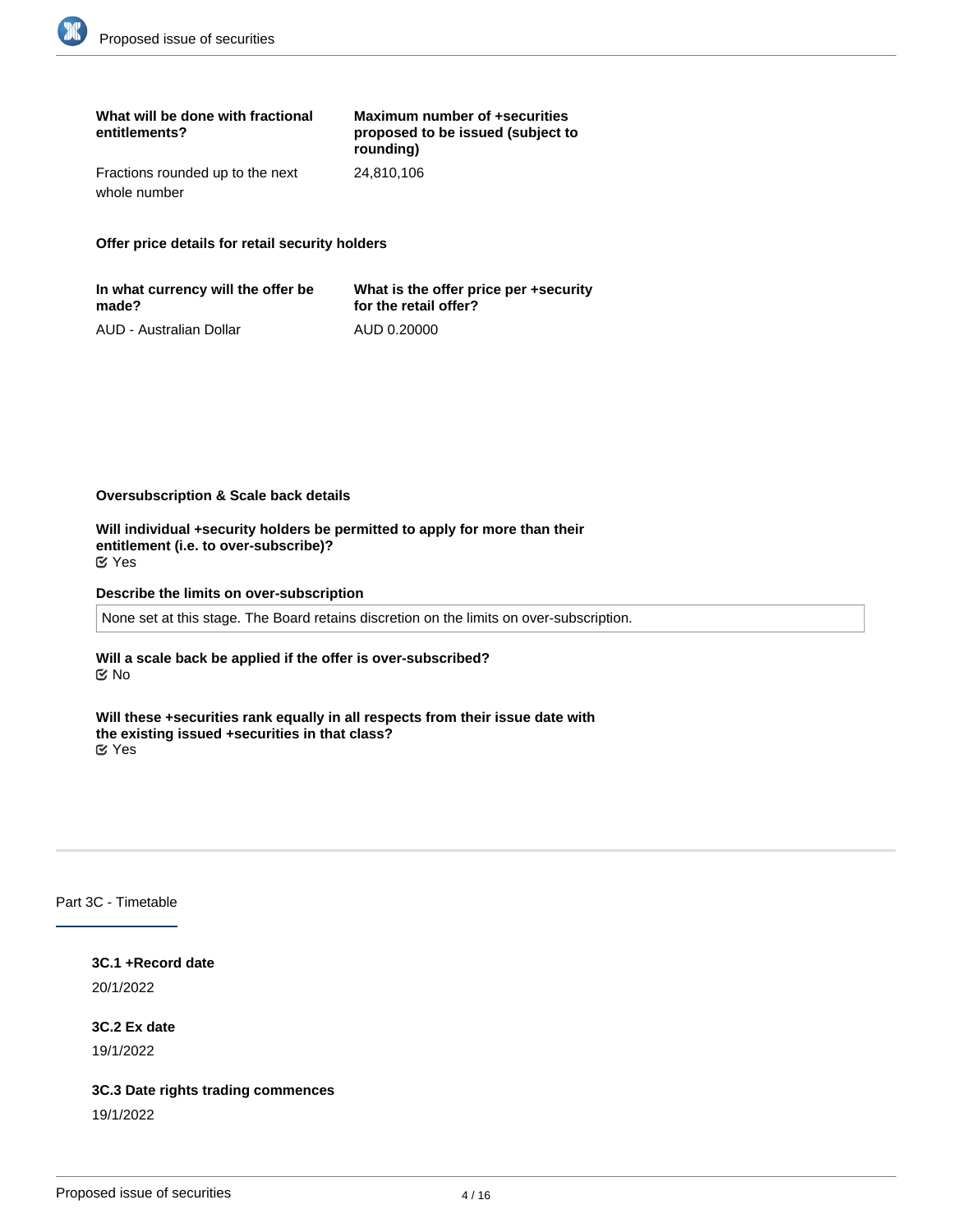| What will be done with fractional entitlements? | Maximum number of +securities proposed to be issued (subject to rounding) |
|---|---|
| Fractions rounded up to the next whole number | 24,810,106 |

**Offer price details for retail security holders**

| In what currency will the offer be made? | What is the offer price per +security for the retail offer? |
|---|---|
| AUD - Australian Dollar | AUD 0.20000 |

**Oversubscription & Scale back details**

**Will individual +security holders be permitted to apply for more than their entitlement (i.e. to over-subscribe)?**
☑ Yes

**Describe the limits on over-subscription**

None set at this stage. The Board retains discretion on the limits on over-subscription.

**Will a scale back be applied if the offer is over-subscribed?**
☑ No

**Will these +securities rank equally in all respects from their issue date with the existing issued +securities in that class?**
☑ Yes

## Part 3C - Timetable

**3C.1 +Record date**

20/1/2022

**3C.2 Ex date**

19/1/2022

**3C.3 Date rights trading commences**

19/1/2022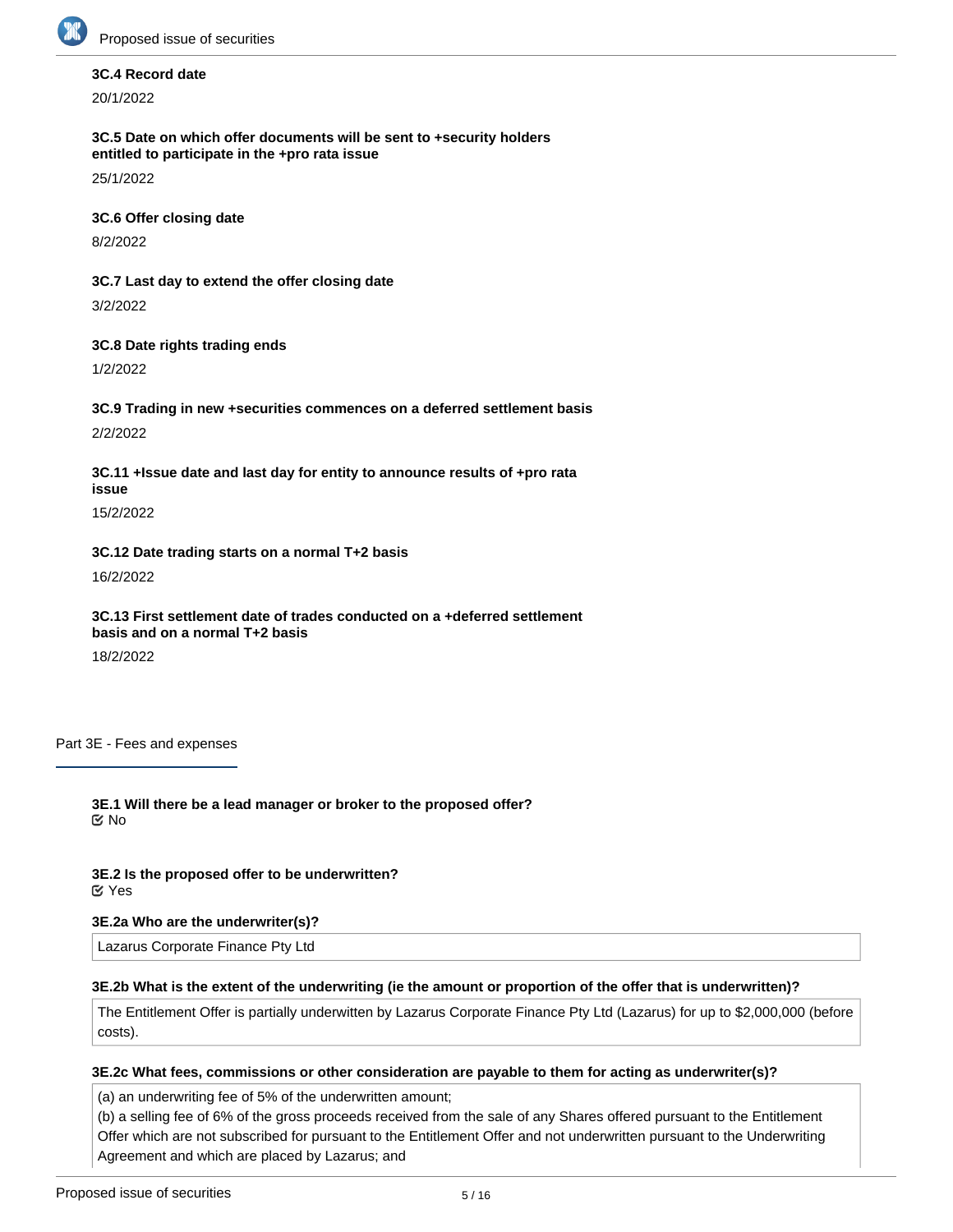**3C.4 Record date**

20/1/2022

**3C.5 Date on which offer documents will be sent to +security holders entitled to participate in the +pro rata issue**

25/1/2022

**3C.6 Offer closing date**

8/2/2022

**3C.7 Last day to extend the offer closing date**

3/2/2022

**3C.8 Date rights trading ends**

1/2/2022

**3C.9 Trading in new +securities commences on a deferred settlement basis**

2/2/2022

**3C.11 +Issue date and last day for entity to announce results of +pro rata issue**

15/2/2022

**3C.12 Date trading starts on a normal T+2 basis**

16/2/2022

**3C.13 First settlement date of trades conducted on a +deferred settlement basis and on a normal T+2 basis**

18/2/2022

## Part 3E - Fees and expenses

**3E.1 Will there be a lead manager or broker to the proposed offer?**
☑ No

**3E.2 Is the proposed offer to be underwritten?**
☑ Yes

**3E.2a Who are the underwriter(s)?**

Lazarus Corporate Finance Pty Ltd

**3E.2b What is the extent of the underwriting (ie the amount or proportion of the offer that is underwritten)?**

The Entitlement Offer is partially underwritten by Lazarus Corporate Finance Pty Ltd (Lazarus) for up to $2,000,000 (before costs).

**3E.2c What fees, commissions or other consideration are payable to them for acting as underwriter(s)?**

(a) an underwriting fee of 5% of the underwritten amount;
(b) a selling fee of 6% of the gross proceeds received from the sale of any Shares offered pursuant to the Entitlement Offer which are not subscribed for pursuant to the Entitlement Offer and not underwritten pursuant to the Underwriting Agreement and which are placed by Lazarus; and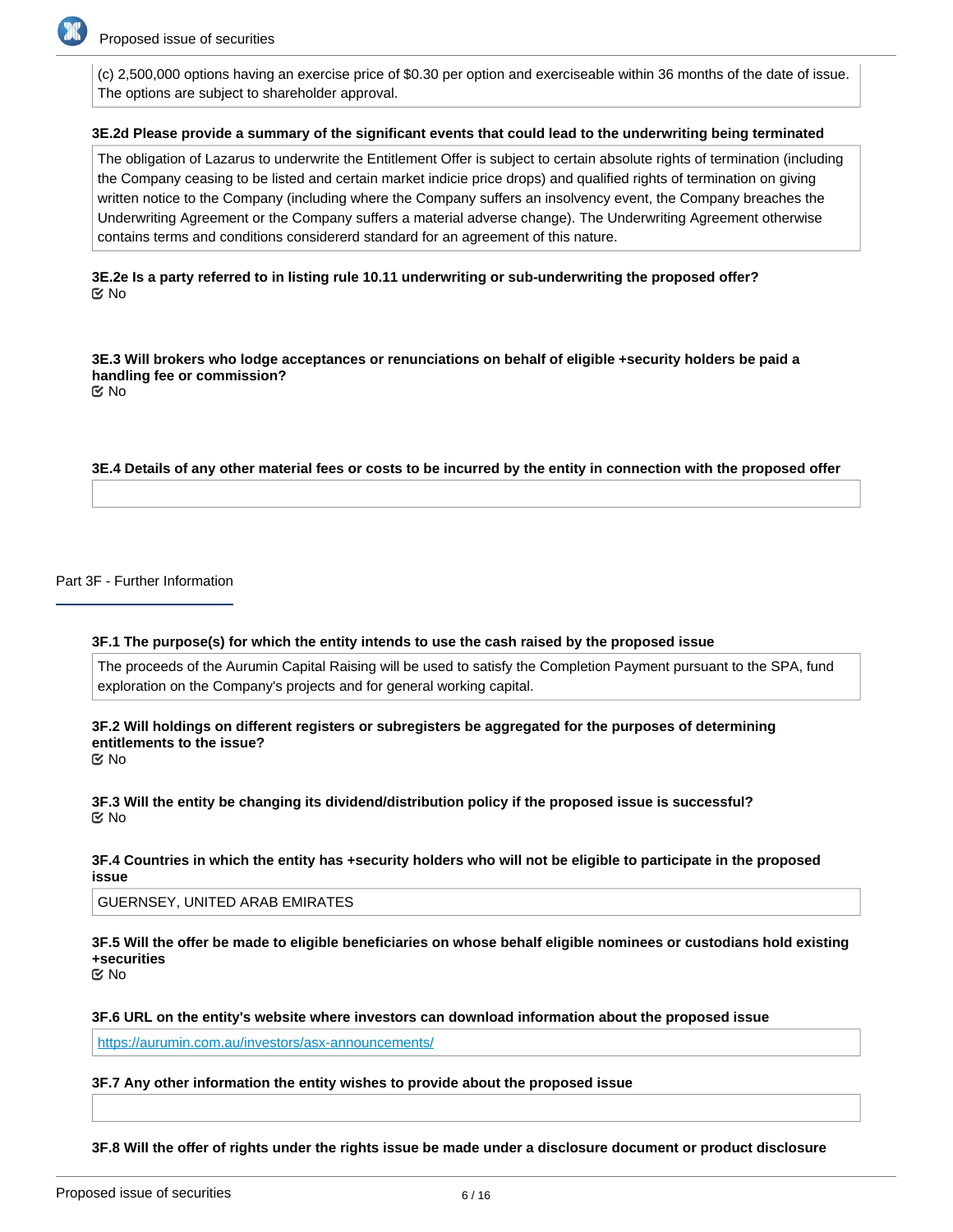(c) 2,500,000 options having an exercise price of $0.30 per option and exerciseable within 36 months of the date of issue. The options are subject to shareholder approval.

**3E.2d Please provide a summary of the significant events that could lead to the underwriting being terminated**

The obligation of Lazarus to underwrite the Entitlement Offer is subject to certain absolute rights of termination (including the Company ceasing to be listed and certain market indicie price drops) and qualified rights of termination on giving written notice to the Company (including where the Company suffers an insolvency event, the Company breaches the Underwriting Agreement or the Company suffers a material adverse change). The Underwriting Agreement otherwise contains terms and conditions considererd standard for an agreement of this nature.

**3E.2e Is a party referred to in listing rule 10.11 underwriting or sub-underwriting the proposed offer?**

No

**3E.3 Will brokers who lodge acceptances or renunciations on behalf of eligible +security holders be paid a handling fee or commission?**

No

**3E.4 Details of any other material fees or costs to be incurred by the entity in connection with the proposed offer**

## Part 3F - Further Information

**3F.1 The purpose(s) for which the entity intends to use the cash raised by the proposed issue**

The proceeds of the Aurumin Capital Raising will be used to satisfy the Completion Payment pursuant to the SPA, fund exploration on the Company's projects and for general working capital.

**3F.2 Will holdings on different registers or subregisters be aggregated for the purposes of determining entitlements to the issue?**

No

**3F.3 Will the entity be changing its dividend/distribution policy if the proposed issue is successful?**

No

**3F.4 Countries in which the entity has +security holders who will not be eligible to participate in the proposed issue**

GUERNSEY, UNITED ARAB EMIRATES

**3F.5 Will the offer be made to eligible beneficiaries on whose behalf eligible nominees or custodians hold existing +securities**

No

**3F.6 URL on the entity's website where investors can download information about the proposed issue**

https://aurumin.com.au/investors/asx-announcements/

**3F.7 Any other information the entity wishes to provide about the proposed issue**

**3F.8 Will the offer of rights under the rights issue be made under a disclosure document or product disclosure**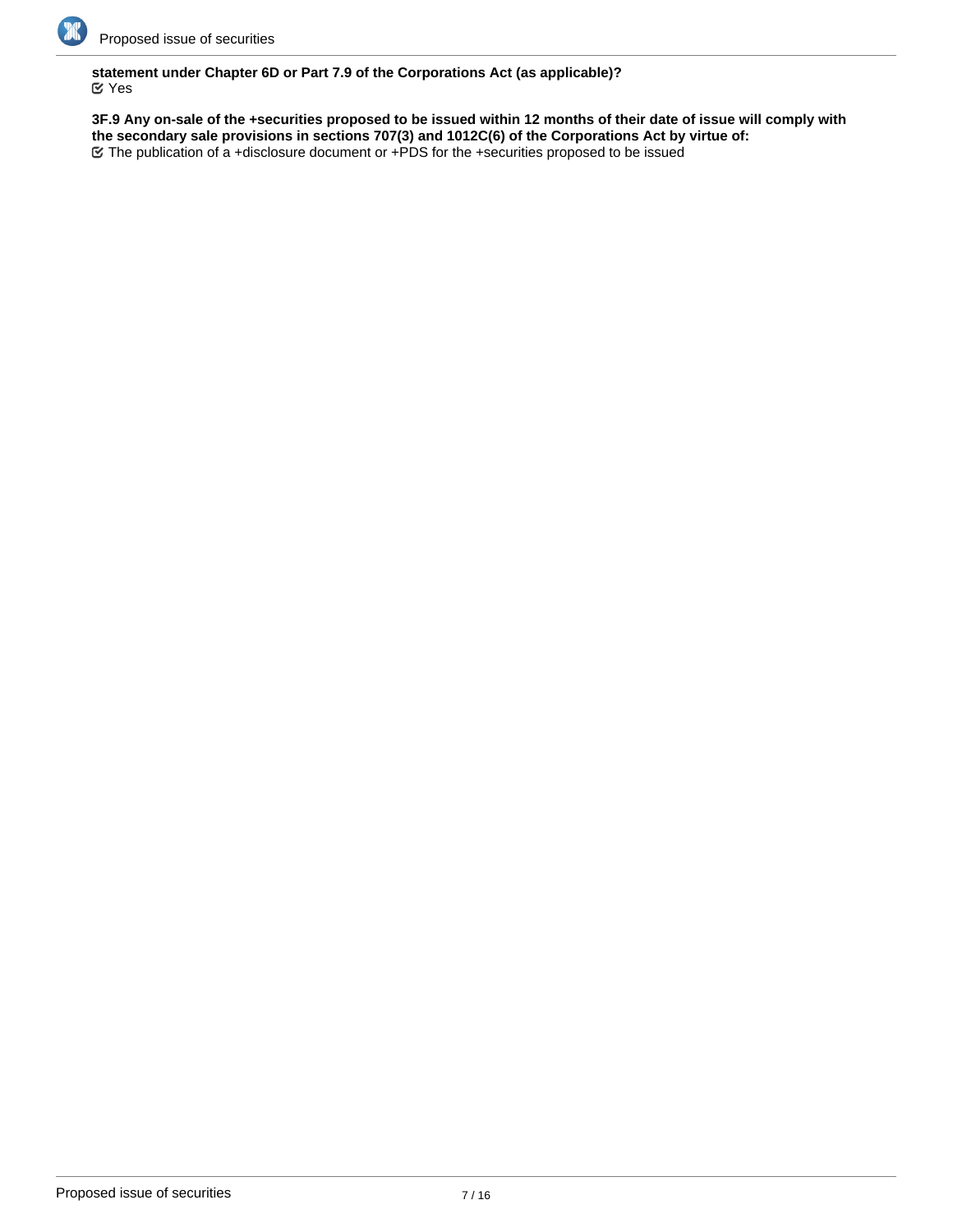**statement under Chapter 6D or Part 7.9 of the Corporations Act (as applicable)?**
☑ Yes

**3F.9 Any on-sale of the +securities proposed to be issued within 12 months of their date of issue will comply with the secondary sale provisions in sections 707(3) and 1012C(6) of the Corporations Act by virtue of:**
☑ The publication of a +disclosure document or +PDS for the +securities proposed to be issued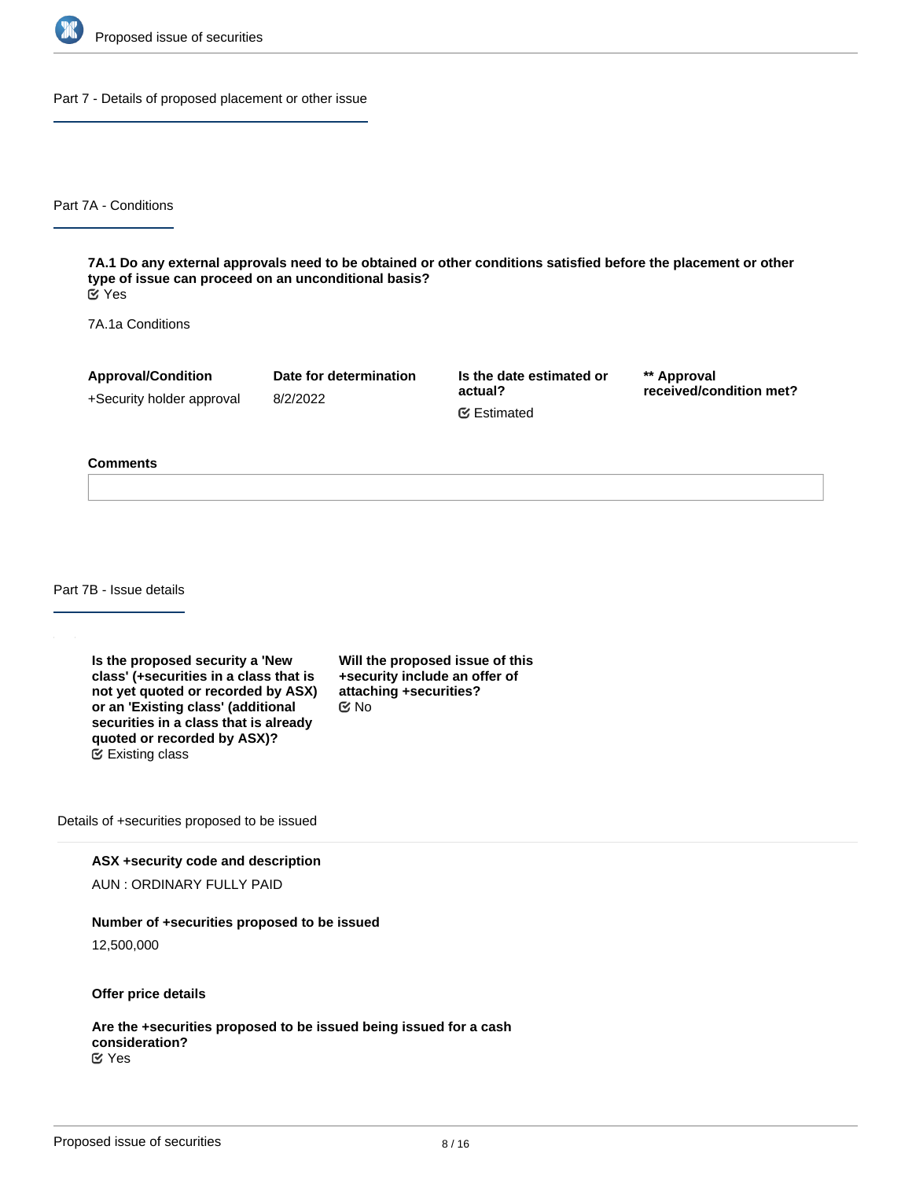## Part 7 - Details of proposed placement or other issue

### Part 7A - Conditions

**7A.1 Do any external approvals need to be obtained or other conditions satisfied before the placement or other type of issue can proceed on an unconditional basis?**
Yes

7A.1a Conditions

| Approval/Condition | Date for determination | Is the date estimated or actual? | ** Approval received/condition met? |
| --- | --- | --- | --- |
| +Security holder approval | 8/2/2022 | Estimated | |

**Comments**

### Part 7B - Issue details

**Is the proposed security a 'New class' (+securities in a class that is not yet quoted or recorded by ASX) or an 'Existing class' (additional securities in a class that is already quoted or recorded by ASX)?**
Existing class

**Will the proposed issue of this +security include an offer of attaching +securities?**
No

Details of +securities proposed to be issued

**ASX +security code and description**

AUN : ORDINARY FULLY PAID

**Number of +securities proposed to be issued**

12,500,000

**Offer price details**

**Are the +securities proposed to be issued being issued for a cash consideration?**
Yes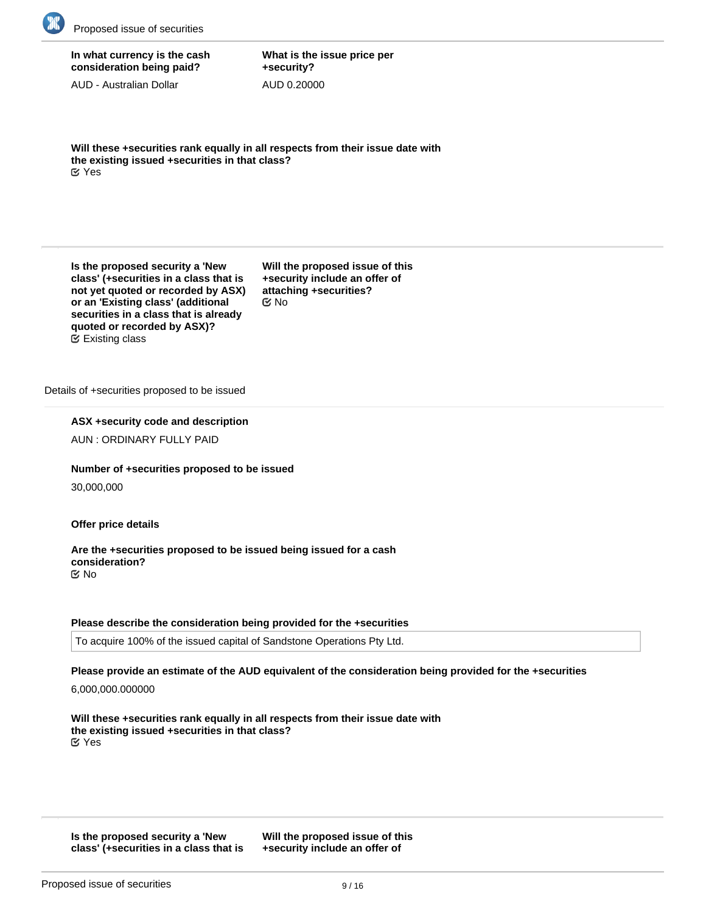**In what currency is the cash consideration being paid?**

AUD - Australian Dollar

**What is the issue price per +security?**

AUD 0.20000

**Will these +securities rank equally in all respects from their issue date with the existing issued +securities in that class?**

Yes

**Is the proposed security a 'New class' (+securities in a class that is not yet quoted or recorded by ASX) or an 'Existing class' (additional securities in a class that is already quoted or recorded by ASX)?**

Existing class

**Will the proposed issue of this +security include an offer of attaching +securities?**

No

Details of +securities proposed to be issued

**ASX +security code and description**

AUN : ORDINARY FULLY PAID

**Number of +securities proposed to be issued**

30,000,000

**Offer price details**

**Are the +securities proposed to be issued being issued for a cash consideration?**

No

**Please describe the consideration being provided for the +securities**

To acquire 100% of the issued capital of Sandstone Operations Pty Ltd.

**Please provide an estimate of the AUD equivalent of the consideration being provided for the +securities**

6,000,000.000000

**Will these +securities rank equally in all respects from their issue date with the existing issued +securities in that class?**

Yes

**Is the proposed security a 'New class' (+securities in a class that is**

**Will the proposed issue of this +security include an offer of**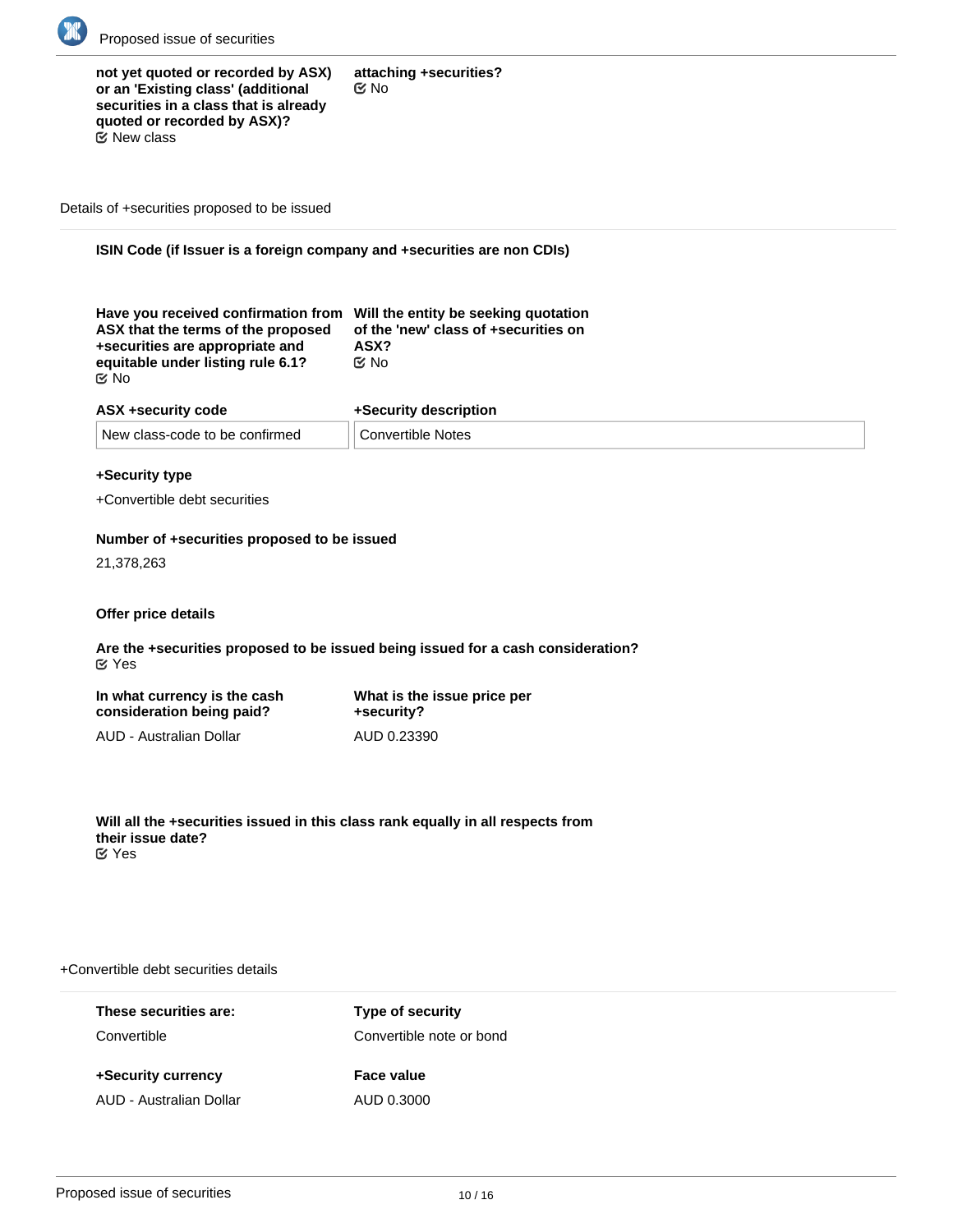**not yet quoted or recorded by ASX) or an 'Existing class' (additional securities in a class that is already quoted or recorded by ASX)?**
☑ New class

**attaching +securities?**
☑ No

Details of +securities proposed to be issued

**ISIN Code (if Issuer is a foreign company and +securities are non CDIs)**

**Have you received confirmation from ASX that the terms of the proposed +securities are appropriate and equitable under listing rule 6.1?**
☑ No

**Will the entity be seeking quotation of the 'new' class of +securities on ASX?**
☑ No

| ASX +security code | +Security description |
| --- | --- |
| New class-code to be confirmed | Convertible Notes |

**+Security type**

+Convertible debt securities

**Number of +securities proposed to be issued**

21,378,263

**Offer price details**

**Are the +securities proposed to be issued being issued for a cash consideration?**
☑ Yes

**In what currency is the cash consideration being paid?**
AUD - Australian Dollar

**What is the issue price per +security?**
AUD 0.23390

**Will all the +securities issued in this class rank equally in all respects from their issue date?**
☑ Yes

+Convertible debt securities details

**These securities are:**
Convertible

**Type of security**
Convertible note or bond

**+Security currency**
AUD - Australian Dollar

**Face value**
AUD 0.3000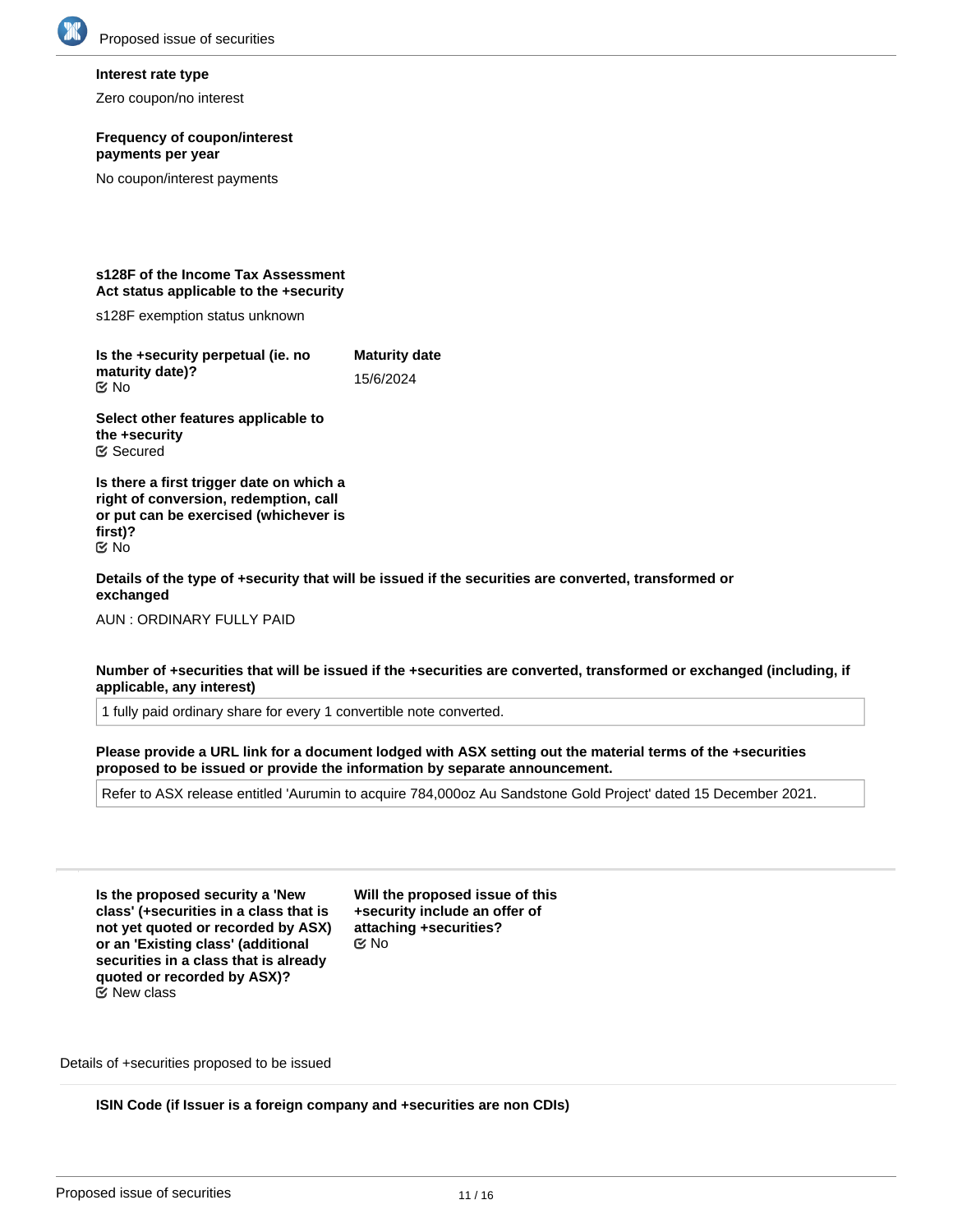**Interest rate type**

Zero coupon/no interest

**Frequency of coupon/interest payments per year**

No coupon/interest payments

**s128F of the Income Tax Assessment Act status applicable to the +security**

s128F exemption status unknown

**Is the +security perpetual (ie. no maturity date)?**

☑ No

**Maturity date**

15/6/2024

**Select other features applicable to the +security**

☑ Secured

**Is there a first trigger date on which a right of conversion, redemption, call or put can be exercised (whichever is first)?**

☑ No

**Details of the type of +security that will be issued if the securities are converted, transformed or exchanged**

AUN : ORDINARY FULLY PAID

**Number of +securities that will be issued if the +securities are converted, transformed or exchanged (including, if applicable, any interest)**

1 fully paid ordinary share for every 1 convertible note converted.

**Please provide a URL link for a document lodged with ASX setting out the material terms of the +securities proposed to be issued or provide the information by separate announcement.**

Refer to ASX release entitled 'Aurumin to acquire 784,000oz Au Sandstone Gold Project' dated 15 December 2021.

---

**Is the proposed security a 'New class' (+securities in a class that is not yet quoted or recorded by ASX) or an 'Existing class' (additional securities in a class that is already quoted or recorded by ASX)?**

☑ New class

**Will the proposed issue of this +security include an offer of attaching +securities?**

☑ No

Details of +securities proposed to be issued

**ISIN Code (if Issuer is a foreign company and +securities are non CDIs)**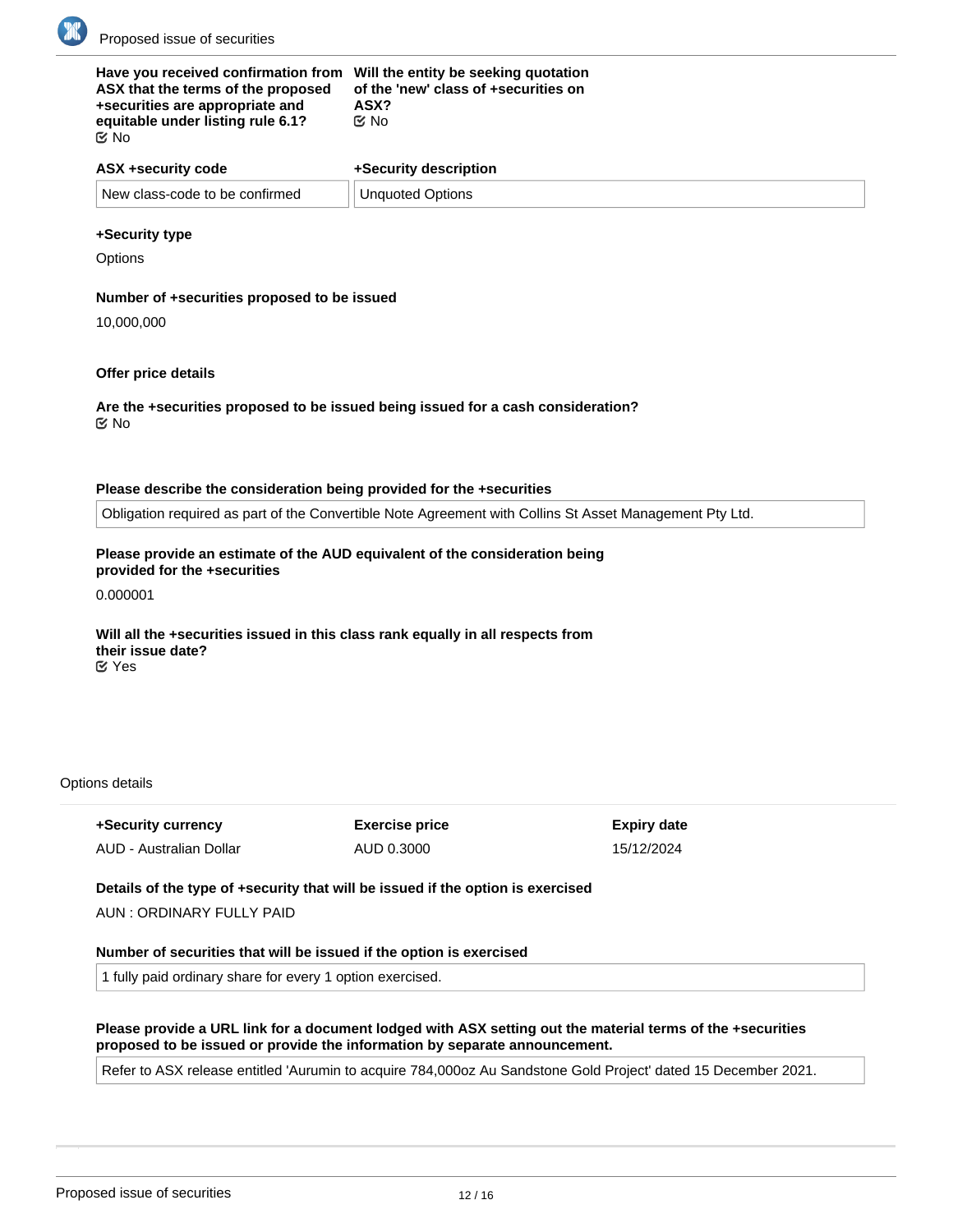**Have you received confirmation from ASX that the terms of the proposed +securities are appropriate and equitable under listing rule 6.1?**
☑ No

**Will the entity be seeking quotation of the 'new' class of +securities on ASX?**
☑ No

| ASX +security code | +Security description |
| --- | --- |
| New class-code to be confirmed | Unquoted Options |

**+Security type**

Options

**Number of +securities proposed to be issued**

10,000,000

**Offer price details**

**Are the +securities proposed to be issued being issued for a cash consideration?**
☑ No

**Please describe the consideration being provided for the +securities**

Obligation required as part of the Convertible Note Agreement with Collins St Asset Management Pty Ltd.

**Please provide an estimate of the AUD equivalent of the consideration being provided for the +securities**

0.000001

**Will all the +securities issued in this class rank equally in all respects from their issue date?**
☑ Yes

Options details

| +Security currency | Exercise price | Expiry date |
| --- | --- | --- |
| AUD - Australian Dollar | AUD 0.3000 | 15/12/2024 |

**Details of the type of +security that will be issued if the option is exercised**

AUN : ORDINARY FULLY PAID

**Number of securities that will be issued if the option is exercised**

1 fully paid ordinary share for every 1 option exercised.

**Please provide a URL link for a document lodged with ASX setting out the material terms of the +securities proposed to be issued or provide the information by separate announcement.**

Refer to ASX release entitled 'Aurumin to acquire 784,000oz Au Sandstone Gold Project' dated 15 December 2021.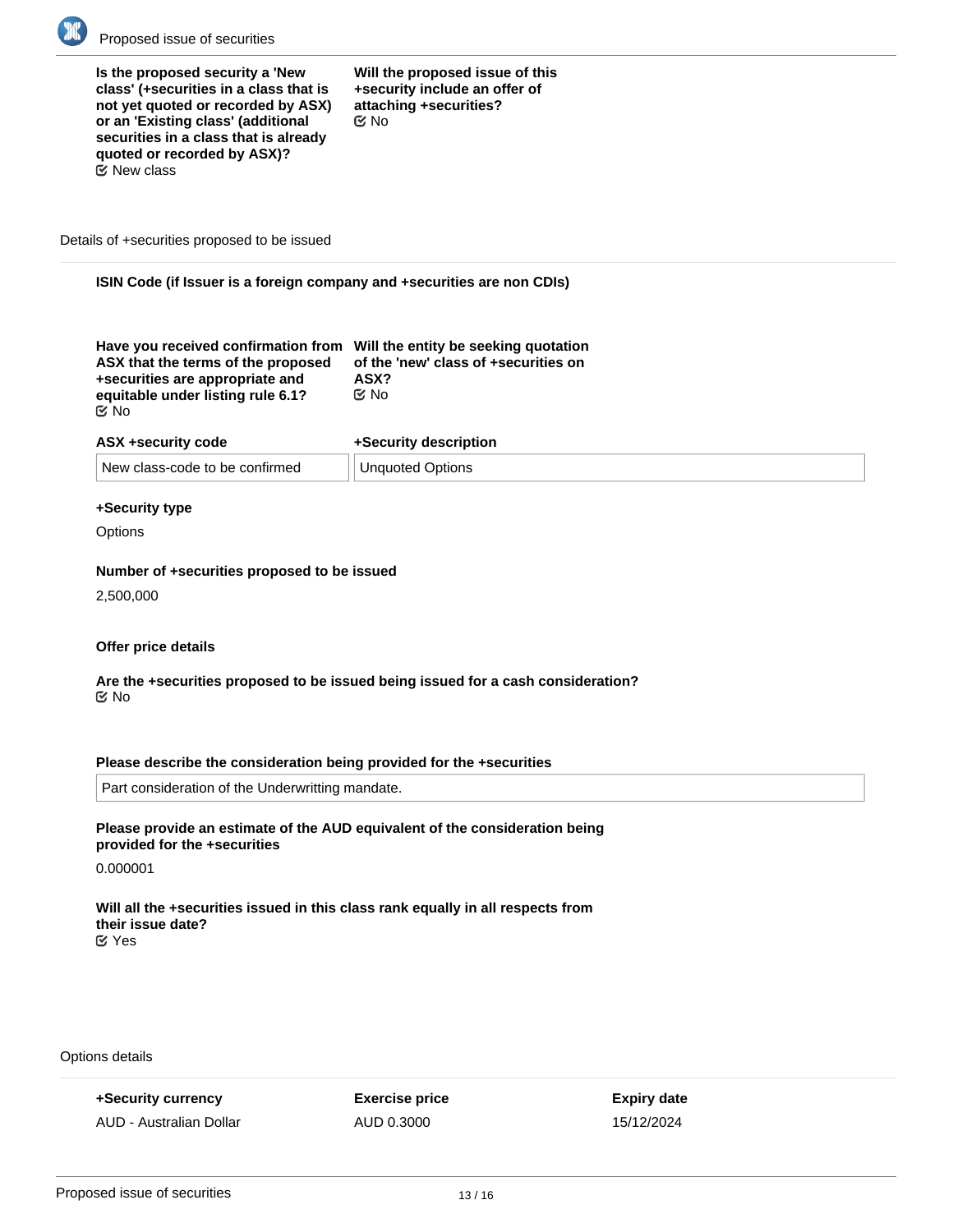**Is the proposed security a 'New class' (+securities in a class that is not yet quoted or recorded by ASX) or an 'Existing class' (additional securities in a class that is already quoted or recorded by ASX)?**
☑ New class

**Will the proposed issue of this +security include an offer of attaching +securities?**
☑ No

## Details of +securities proposed to be issued

**ISIN Code (if Issuer is a foreign company and +securities are non CDIs)**

**Have you received confirmation from ASX that the terms of the proposed +securities are appropriate and equitable under listing rule 6.1?**
☑ No

**Will the entity be seeking quotation of the 'new' class of +securities on ASX?**
☑ No

**ASX +security code**

New class-code to be confirmed

**+Security description**

Unquoted Options

**+Security type**

Options

**Number of +securities proposed to be issued**

2,500,000

**Offer price details**

**Are the +securities proposed to be issued being issued for a cash consideration?**
☑ No

**Please describe the consideration being provided for the +securities**

Part consideration of the Underwritting mandate.

**Please provide an estimate of the AUD equivalent of the consideration being provided for the +securities**

0.000001

**Will all the +securities issued in this class rank equally in all respects from their issue date?**
☑ Yes

## Options details

| +Security currency | Exercise price | Expiry date |
| --- | --- | --- |
| AUD - Australian Dollar | AUD 0.3000 | 15/12/2024 |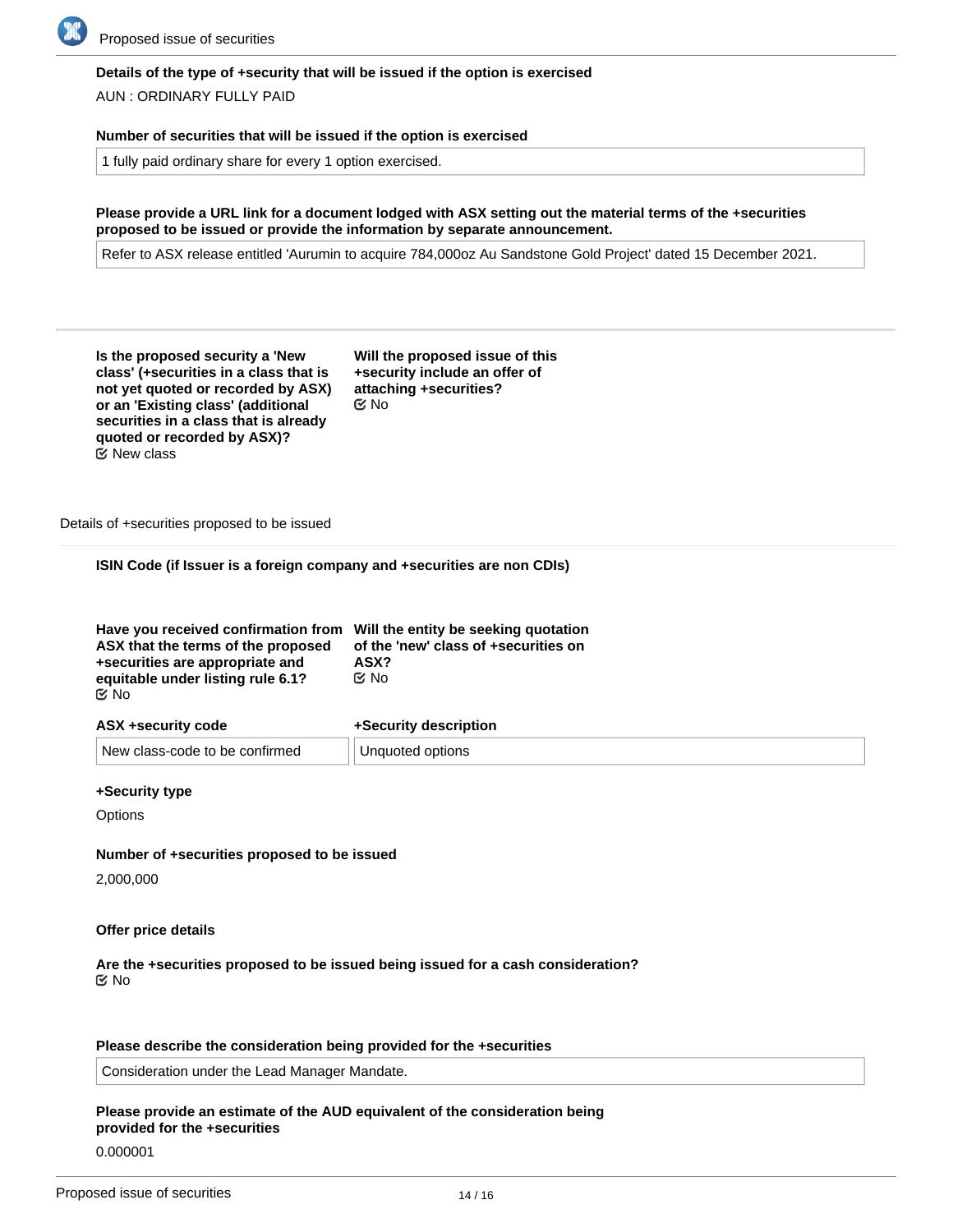**Details of the type of +security that will be issued if the option is exercised**

AUN : ORDINARY FULLY PAID

**Number of securities that will be issued if the option is exercised**

1 fully paid ordinary share for every 1 option exercised.

**Please provide a URL link for a document lodged with ASX setting out the material terms of the +securities proposed to be issued or provide the information by separate announcement.**

Refer to ASX release entitled 'Aurumin to acquire 784,000oz Au Sandstone Gold Project' dated 15 December 2021.

---

**Is the proposed security a 'New class' (+securities in a class that is not yet quoted or recorded by ASX) or an 'Existing class' (additional securities in a class that is already quoted or recorded by ASX)?**
☑ New class

**Will the proposed issue of this +security include an offer of attaching +securities?**
☑ No

Details of +securities proposed to be issued

**ISIN Code (if Issuer is a foreign company and +securities are non CDIs)**

**Have you received confirmation from ASX that the terms of the proposed +securities are appropriate and equitable under listing rule 6.1?**
☑ No

**Will the entity be seeking quotation of the 'new' class of +securities on ASX?**
☑ No

| ASX +security code | +Security description |
|---|---|
| New class-code to be confirmed | Unquoted options |

**+Security type**

Options

**Number of +securities proposed to be issued**

2,000,000

**Offer price details**

**Are the +securities proposed to be issued being issued for a cash consideration?**
☑ No

**Please describe the consideration being provided for the +securities**

Consideration under the Lead Manager Mandate.

**Please provide an estimate of the AUD equivalent of the consideration being provided for the +securities**

0.000001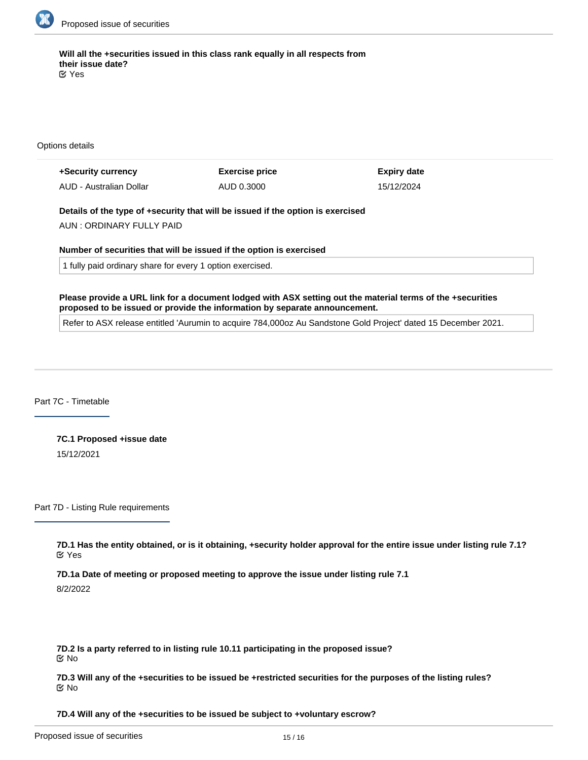**Will all the +securities issued in this class rank equally in all respects from their issue date?**

☑ Yes

Options details

| +Security currency | Exercise price | Expiry date |
|---|---|---|
| AUD - Australian Dollar | AUD 0.3000 | 15/12/2024 |

**Details of the type of +security that will be issued if the option is exercised**

AUN : ORDINARY FULLY PAID

**Number of securities that will be issued if the option is exercised**

1 fully paid ordinary share for every 1 option exercised.

**Please provide a URL link for a document lodged with ASX setting out the material terms of the +securities proposed to be issued or provide the information by separate announcement.**

Refer to ASX release entitled 'Aurumin to acquire 784,000oz Au Sandstone Gold Project' dated 15 December 2021.

## Part 7C - Timetable

**7C.1 Proposed +issue date**

15/12/2021

## Part 7D - Listing Rule requirements

**7D.1 Has the entity obtained, or is it obtaining, +security holder approval for the entire issue under listing rule 7.1?**

☑ Yes

**7D.1a Date of meeting or proposed meeting to approve the issue under listing rule 7.1**

8/2/2022

**7D.2 Is a party referred to in listing rule 10.11 participating in the proposed issue?**

☑ No

**7D.3 Will any of the +securities to be issued be +restricted securities for the purposes of the listing rules?**

☑ No

**7D.4 Will any of the +securities to be issued be subject to +voluntary escrow?**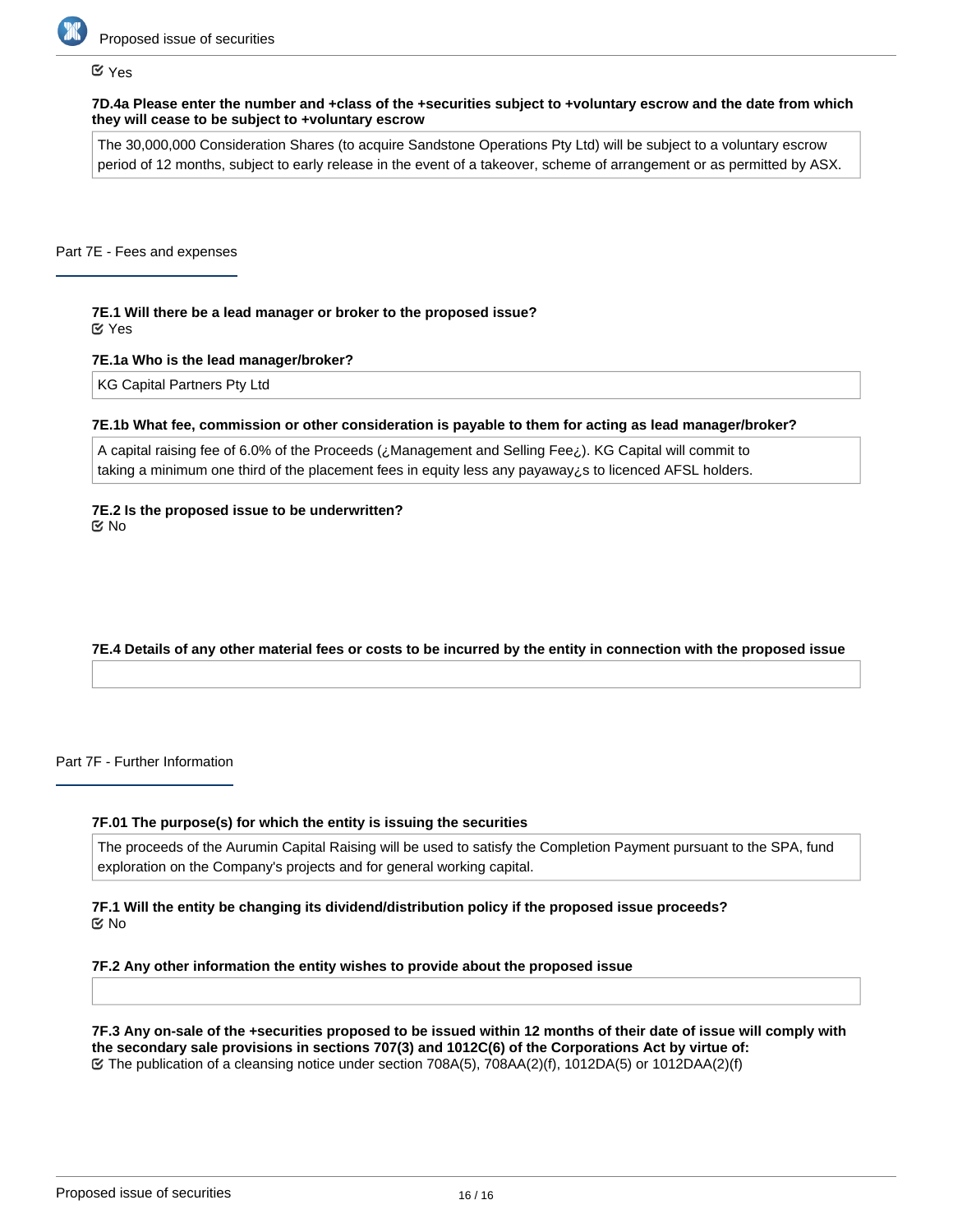☑ Yes

**7D.4a Please enter the number and +class of the +securities subject to +voluntary escrow and the date from which they will cease to be subject to +voluntary escrow**

The 30,000,000 Consideration Shares (to acquire Sandstone Operations Pty Ltd) will be subject to a voluntary escrow period of 12 months, subject to early release in the event of a takeover, scheme of arrangement or as permitted by ASX.

## Part 7E - Fees and expenses

**7E.1 Will there be a lead manager or broker to the proposed issue?**

☑ Yes

**7E.1a Who is the lead manager/broker?**

KG Capital Partners Pty Ltd

**7E.1b What fee, commission or other consideration is payable to them for acting as lead manager/broker?**

A capital raising fee of 6.0% of the Proceeds (¿Management and Selling Fee¿). KG Capital will commit to taking a minimum one third of the placement fees in equity less any payaway¿s to licenced AFSL holders.

**7E.2 Is the proposed issue to be underwritten?**

☑ No

**7E.4 Details of any other material fees or costs to be incurred by the entity in connection with the proposed issue**

## Part 7F - Further Information

**7F.01 The purpose(s) for which the entity is issuing the securities**

The proceeds of the Aurumin Capital Raising will be used to satisfy the Completion Payment pursuant to the SPA, fund exploration on the Company's projects and for general working capital.

**7F.1 Will the entity be changing its dividend/distribution policy if the proposed issue proceeds?**

☑ No

**7F.2 Any other information the entity wishes to provide about the proposed issue**

**7F.3 Any on-sale of the +securities proposed to be issued within 12 months of their date of issue will comply with the secondary sale provisions in sections 707(3) and 1012C(6) of the Corporations Act by virtue of:**

☑ The publication of a cleansing notice under section 708A(5), 708AA(2)(f), 1012DA(5) or 1012DAA(2)(f)